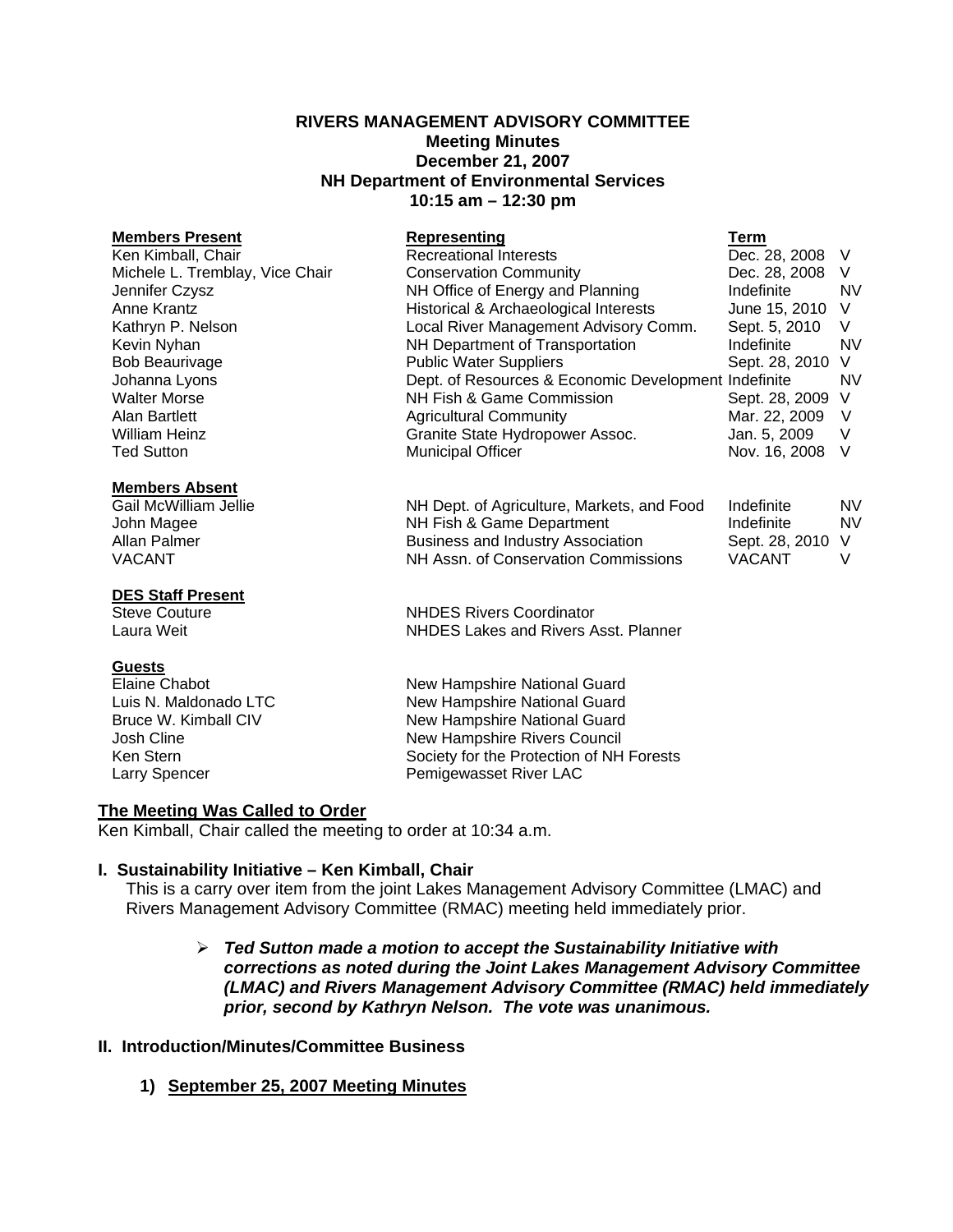# RIVERS MANAGEMENT ADVISORY COMMITTEE
## Meeting Minutes
## December 21, 2007
## NH Department of Environmental Services
## 10:15 am – 12:30 pm

| **Members Present** | **Representing** | **Term** | |
|---|---|---|---|
| Ken Kimball, Chair | Recreational Interests | Dec. 28, 2008 | V |
| Michele L. Tremblay, Vice Chair | Conservation Community | Dec. 28, 2008 | V |
| Jennifer Czysz | NH Office of Energy and Planning | Indefinite | NV |
| Anne Krantz | Historical & Archaeological Interests | June 15, 2010 | V |
| Kathryn P. Nelson | Local River Management Advisory Comm. | Sept. 5, 2010 | V |
| Kevin Nyhan | NH Department of Transportation | Indefinite | NV |
| Bob Beaurivage | Public Water Suppliers | Sept. 28, 2010 | V |
| Johanna Lyons | Dept. of Resources & Economic Development | Indefinite | NV |
| Walter Morse | NH Fish & Game Commission | Sept. 28, 2009 | V |
| Alan Bartlett | Agricultural Community | Mar. 22, 2009 | V |
| William Heinz | Granite State Hydropower Assoc. | Jan. 5, 2009 | V |
| Ted Sutton | Municipal Officer | Nov. 16, 2008 | V |

| **Members Absent** | | | |
|---|---|---|---|
| Gail McWilliam Jellie | NH Dept. of Agriculture, Markets, and Food | Indefinite | NV |
| John Magee | NH Fish & Game Department | Indefinite | NV |
| Allan Palmer | Business and Industry Association | Sept. 28, 2010 | V |
| VACANT | NH Assn. of Conservation Commissions | VACANT | V |

| **DES Staff Present** | |
|---|---|
| Steve Couture | NHDES Rivers Coordinator |
| Laura Weit | NHDES Lakes and Rivers Asst. Planner |

| **Guests** | |
|---|---|
| Elaine Chabot | New Hampshire National Guard |
| Luis N. Maldonado LTC | New Hampshire National Guard |
| Bruce W. Kimball CIV | New Hampshire National Guard |
| Josh Cline | New Hampshire Rivers Council |
| Ken Stern | Society for the Protection of NH Forests |
| Larry Spencer | Pemigewasset River LAC |

## The Meeting Was Called to Order

Ken Kimball, Chair called the meeting to order at 10:34 a.m.

### I. Sustainability Initiative – Ken Kimball, Chair

This is a carry over item from the joint Lakes Management Advisory Committee (LMAC) and Rivers Management Advisory Committee (RMAC) meeting held immediately prior.

- ***Ted Sutton made a motion to accept the Sustainability Initiative with corrections as noted during the Joint Lakes Management Advisory Committee (LMAC) and Rivers Management Advisory Committee (RMAC) held immediately prior, second by Kathryn Nelson. The vote was unanimous.***

### II. Introduction/Minutes/Committee Business

**1) September 25, 2007 Meeting Minutes**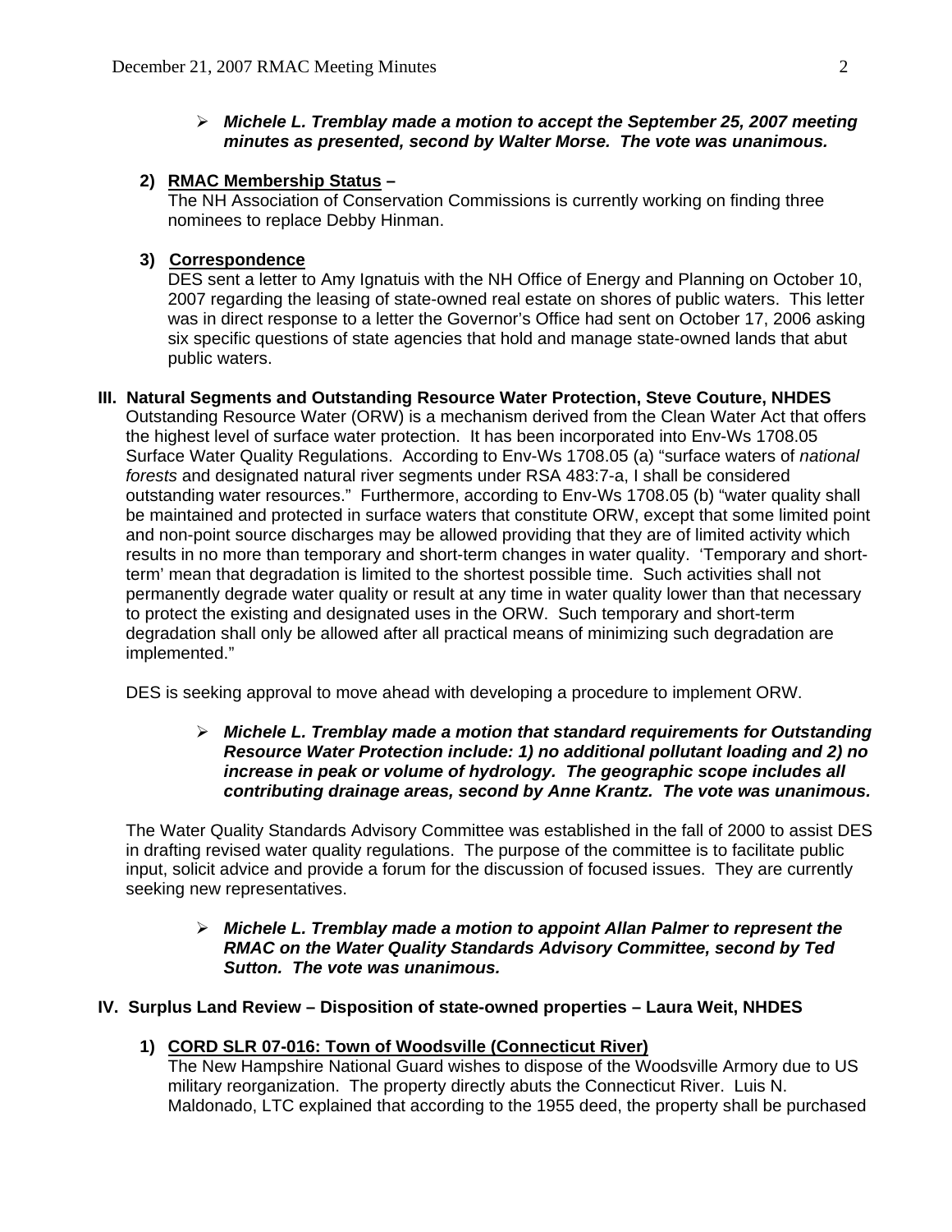- ***Michele L. Tremblay made a motion to accept the September 25, 2007 meeting minutes as presented, second by Walter Morse. The vote was unanimous.***

**2) <u>RMAC Membership Status</u> –**

The NH Association of Conservation Commissions is currently working on finding three nominees to replace Debby Hinman.

**3) <u>Correspondence</u>**

DES sent a letter to Amy Ignatuis with the NH Office of Energy and Planning on October 10, 2007 regarding the leasing of state-owned real estate on shores of public waters. This letter was in direct response to a letter the Governor's Office had sent on October 17, 2006 asking six specific questions of state agencies that hold and manage state-owned lands that abut public waters.

## III. Natural Segments and Outstanding Resource Water Protection, Steve Couture, NHDES

Outstanding Resource Water (ORW) is a mechanism derived from the Clean Water Act that offers the highest level of surface water protection. It has been incorporated into Env-Ws 1708.05 Surface Water Quality Regulations. According to Env-Ws 1708.05 (a) "surface waters of *national forests* and designated natural river segments under RSA 483:7-a, I shall be considered outstanding water resources." Furthermore, according to Env-Ws 1708.05 (b) "water quality shall be maintained and protected in surface waters that constitute ORW, except that some limited point and non-point source discharges may be allowed providing that they are of limited activity which results in no more than temporary and short-term changes in water quality. 'Temporary and short-term' mean that degradation is limited to the shortest possible time. Such activities shall not permanently degrade water quality or result at any time in water quality lower than that necessary to protect the existing and designated uses in the ORW. Such temporary and short-term degradation shall only be allowed after all practical means of minimizing such degradation are implemented."

DES is seeking approval to move ahead with developing a procedure to implement ORW.

- ***Michele L. Tremblay made a motion that standard requirements for Outstanding Resource Water Protection include: 1) no additional pollutant loading and 2) no increase in peak or volume of hydrology. The geographic scope includes all contributing drainage areas, second by Anne Krantz. The vote was unanimous.***

The Water Quality Standards Advisory Committee was established in the fall of 2000 to assist DES in drafting revised water quality regulations. The purpose of the committee is to facilitate public input, solicit advice and provide a forum for the discussion of focused issues. They are currently seeking new representatives.

- ***Michele L. Tremblay made a motion to appoint Allan Palmer to represent the RMAC on the Water Quality Standards Advisory Committee, second by Ted Sutton. The vote was unanimous.***

## IV. Surplus Land Review – Disposition of state-owned properties – Laura Weit, NHDES

**1) <u>CORD SLR 07-016: Town of Woodsville (Connecticut River)</u>**

The New Hampshire National Guard wishes to dispose of the Woodsville Armory due to US military reorganization. The property directly abuts the Connecticut River. Luis N. Maldonado, LTC explained that according to the 1955 deed, the property shall be purchased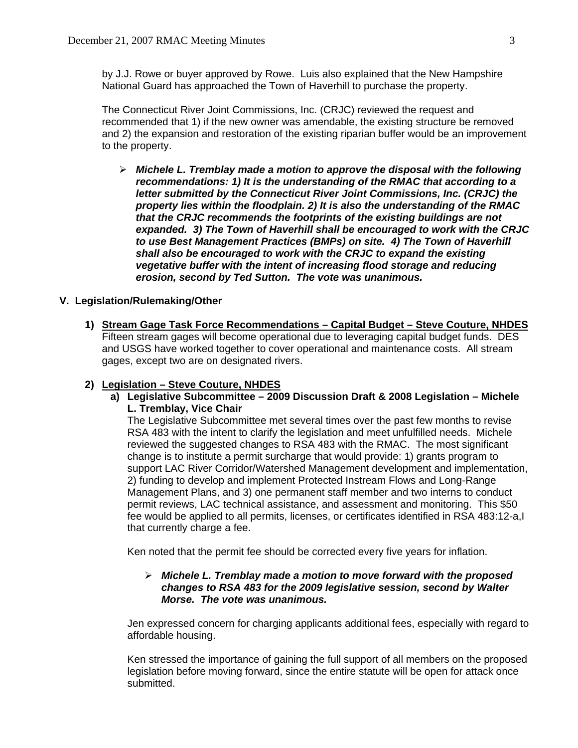by J.J. Rowe or buyer approved by Rowe. Luis also explained that the New Hampshire National Guard has approached the Town of Haverhill to purchase the property.

The Connecticut River Joint Commissions, Inc. (CRJC) reviewed the request and recommended that 1) if the new owner was amendable, the existing structure be removed and 2) the expansion and restoration of the existing riparian buffer would be an improvement to the property.

- ***Michele L. Tremblay made a motion to approve the disposal with the following recommendations: 1) It is the understanding of the RMAC that according to a letter submitted by the Connecticut River Joint Commissions, Inc. (CRJC) the property lies within the floodplain. 2) It is also the understanding of the RMAC that the CRJC recommends the footprints of the existing buildings are not expanded. 3) The Town of Haverhill shall be encouraged to work with the CRJC to use Best Management Practices (BMPs) on site. 4) The Town of Haverhill shall also be encouraged to work with the CRJC to expand the existing vegetative buffer with the intent of increasing flood storage and reducing erosion, second by Ted Sutton. The vote was unanimous.***

## V. Legislation/Rulemaking/Other

**1) <u>Stream Gage Task Force Recommendations – Capital Budget – Steve Couture, NHDES</u>**
Fifteen stream gages will become operational due to leveraging capital budget funds. DES and USGS have worked together to cover operational and maintenance costs. All stream gages, except two are on designated rivers.

**2) <u>Legislation – Steve Couture, NHDES</u>**

**a) Legislative Subcommittee – 2009 Discussion Draft & 2008 Legislation – Michele L. Tremblay, Vice Chair**
The Legislative Subcommittee met several times over the past few months to revise RSA 483 with the intent to clarify the legislation and meet unfulfilled needs. Michele reviewed the suggested changes to RSA 483 with the RMAC. The most significant change is to institute a permit surcharge that would provide: 1) grants program to support LAC River Corridor/Watershed Management development and implementation, 2) funding to develop and implement Protected Instream Flows and Long-Range Management Plans, and 3) one permanent staff member and two interns to conduct permit reviews, LAC technical assistance, and assessment and monitoring. This $50 fee would be applied to all permits, licenses, or certificates identified in RSA 483:12-a,I that currently charge a fee.

Ken noted that the permit fee should be corrected every five years for inflation.

- ***Michele L. Tremblay made a motion to move forward with the proposed changes to RSA 483 for the 2009 legislative session, second by Walter Morse. The vote was unanimous.***

Jen expressed concern for charging applicants additional fees, especially with regard to affordable housing.

Ken stressed the importance of gaining the full support of all members on the proposed legislation before moving forward, since the entire statute will be open for attack once submitted.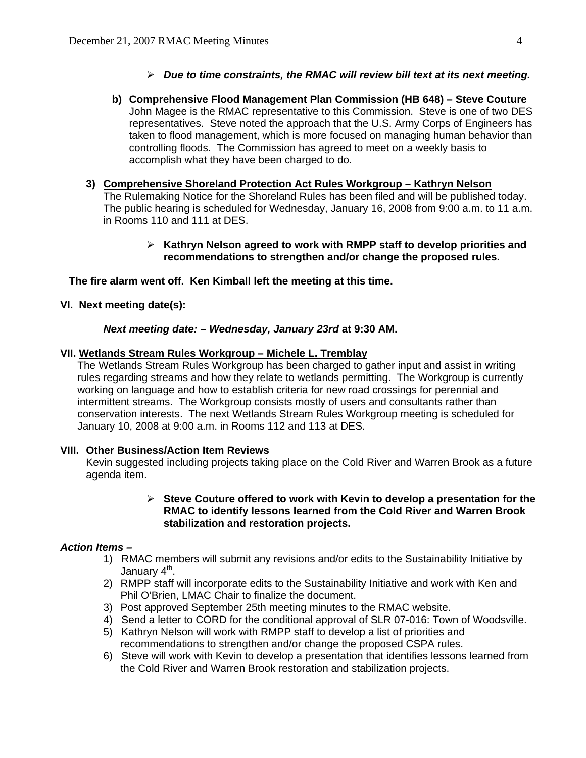- ***Due to time constraints, the RMAC will review bill text at its next meeting.***

**b) Comprehensive Flood Management Plan Commission (HB 648) – Steve Couture**
John Magee is the RMAC representative to this Commission. Steve is one of two DES representatives. Steve noted the approach that the U.S. Army Corps of Engineers has taken to flood management, which is more focused on managing human behavior than controlling floods. The Commission has agreed to meet on a weekly basis to accomplish what they have been charged to do.

**3) Comprehensive Shoreland Protection Act Rules Workgroup – Kathryn Nelson**
The Rulemaking Notice for the Shoreland Rules has been filed and will be published today. The public hearing is scheduled for Wednesday, January 16, 2008 from 9:00 a.m. to 11 a.m. in Rooms 110 and 111 at DES.

- **Kathryn Nelson agreed to work with RMPP staff to develop priorities and recommendations to strengthen and/or change the proposed rules.**

**The fire alarm went off. Ken Kimball left the meeting at this time.**

## VI. Next meeting date(s):

***Next meeting date: – Wednesday, January 23rd*** **at 9:30 AM.**

## VII. Wetlands Stream Rules Workgroup – Michele L. Tremblay

The Wetlands Stream Rules Workgroup has been charged to gather input and assist in writing rules regarding streams and how they relate to wetlands permitting. The Workgroup is currently working on language and how to establish criteria for new road crossings for perennial and intermittent streams. The Workgroup consists mostly of users and consultants rather than conservation interests. The next Wetlands Stream Rules Workgroup meeting is scheduled for January 10, 2008 at 9:00 a.m. in Rooms 112 and 113 at DES.

## VIII. Other Business/Action Item Reviews

Kevin suggested including projects taking place on the Cold River and Warren Brook as a future agenda item.

- **Steve Couture offered to work with Kevin to develop a presentation for the RMAC to identify lessons learned from the Cold River and Warren Brook stabilization and restoration projects.**

***Action Items –***

1) RMAC members will submit any revisions and/or edits to the Sustainability Initiative by January 4th.
2) RMPP staff will incorporate edits to the Sustainability Initiative and work with Ken and Phil O'Brien, LMAC Chair to finalize the document.
3) Post approved September 25th meeting minutes to the RMAC website.
4) Send a letter to CORD for the conditional approval of SLR 07-016: Town of Woodsville.
5) Kathryn Nelson will work with RMPP staff to develop a list of priorities and recommendations to strengthen and/or change the proposed CSPA rules.
6) Steve will work with Kevin to develop a presentation that identifies lessons learned from the Cold River and Warren Brook restoration and stabilization projects.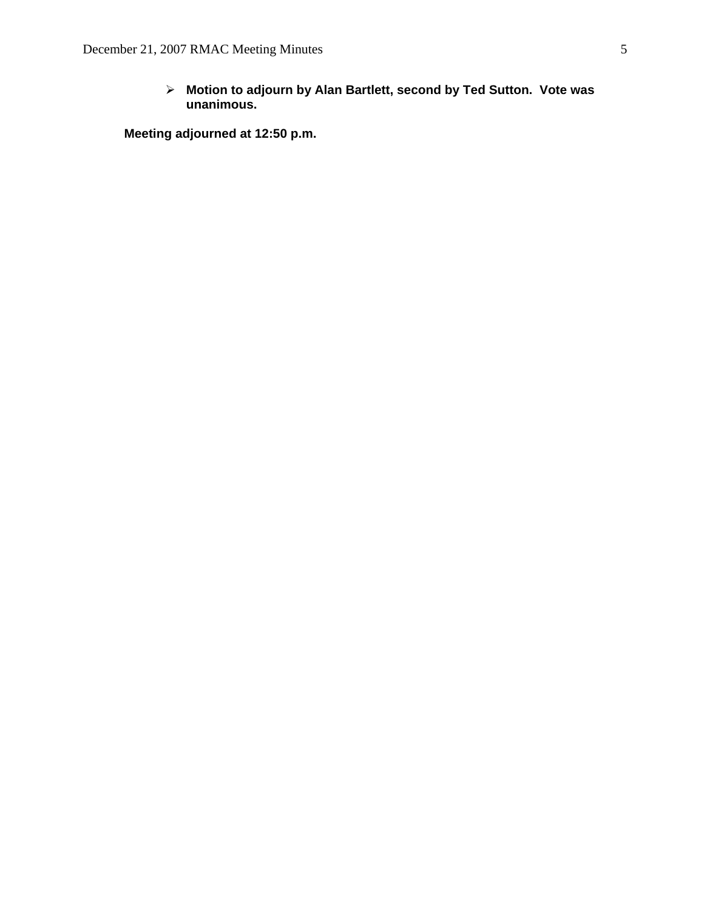- **Motion to adjourn by Alan Bartlett, second by Ted Sutton. Vote was unanimous.**

**Meeting adjourned at 12:50 p.m.**